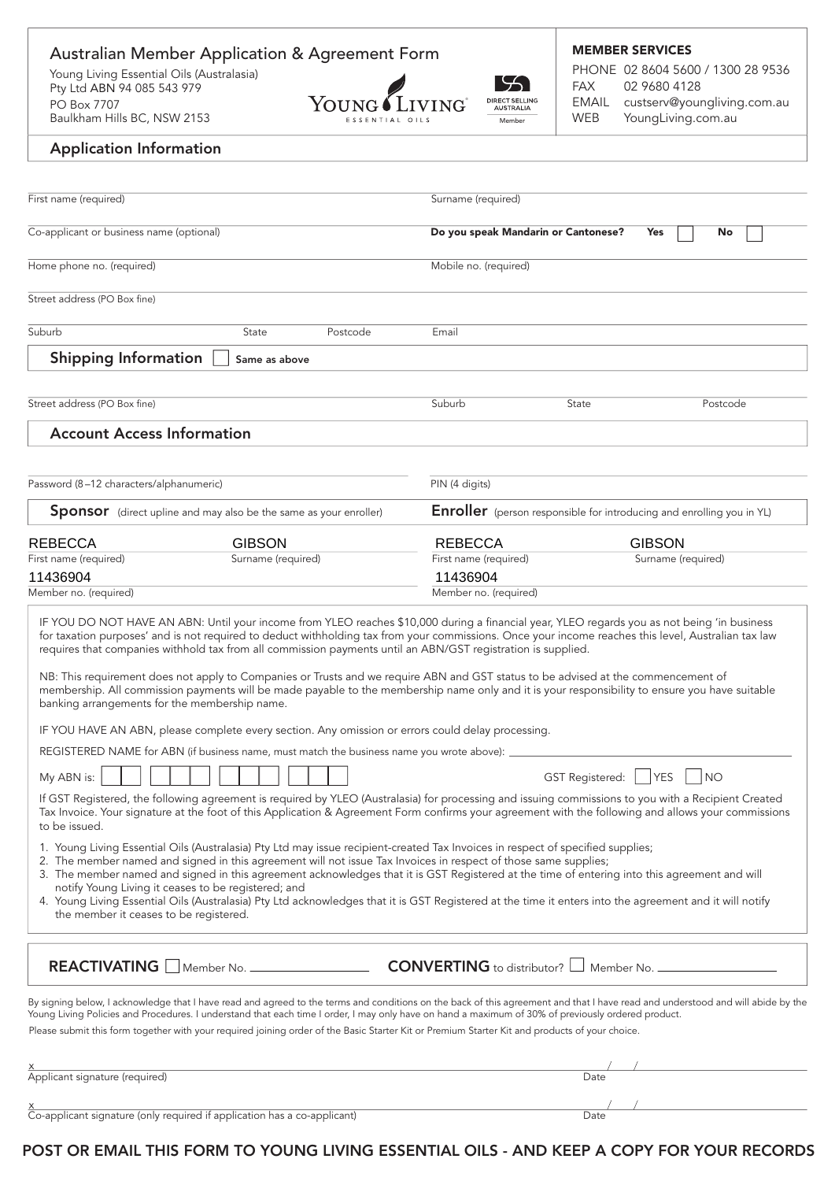# Australian Member Application & Agreement Form

Young Living Essential Oils (Australasia) Pty Ltd ABN 94 085 543 979
PO Box 7707
Baulkham Hills BC, NSW 2153

YOUNG LIVING ESSENTIAL OILS

DIRECT SELLING AUSTRALIA Member

**MEMBER SERVICES**

PHONE 02 8604 5600 / 1300 28 9536
FAX 02 9680 4128
EMAIL custserv@youngliving.com.au
WEB YoungLiving.com.au

## Application Information

First name (required) ____________________ Surname (required) ____________________

Co-applicant or business name (optional) ____________________ **Do you speak Mandarin or Cantonese?** **Yes** ☐ **No** ☐

Home phone no. (required) ____________________ Mobile no. (required) ____________________

Street address (PO Box fine) ____________________

Suburb ______ State ______ Postcode ______ Email ____________________

## Shipping Information ☐ Same as above

Street address (PO Box fine) ______ Suburb ______ State ______ Postcode ______

## Account Access Information

Password (8–12 characters/alphanumeric) ____________________ PIN (4 digits) ____________________

| **Sponsor** (direct upline and may also be the same as your enroller) | | **Enroller** (person responsible for introducing and enrolling you in YL) | |
|---|---|---|---|
| REBECCA | GIBSON | REBECCA | GIBSON |
| First name (required) | Surname (required) | First name (required) | Surname (required) |
| 11436904 | | 11436904 | |
| Member no. (required) | | Member no. (required) | |

IF YOU DO NOT HAVE AN ABN: Until your income from YLEO reaches $10,000 during a financial year, YLEO regards you as not being 'in business for taxation purposes' and is not required to deduct withholding tax from your commissions. Once your income reaches this level, Australian tax law requires that companies withhold tax from all commission payments until an ABN/GST registration is supplied.

NB: This requirement does not apply to Companies or Trusts and we require ABN and GST status to be advised at the commencement of membership. All commission payments will be made payable to the membership name only and it is your responsibility to ensure you have suitable banking arrangements for the membership name.

IF YOU HAVE AN ABN, please complete every section. Any omission or errors could delay processing.

REGISTERED NAME for ABN (if business name, must match the business name you wrote above): ____________________

My ABN is: ☐☐ ☐☐☐ ☐☐☐ ☐☐☐ GST Registered: ☐ YES ☐ NO

If GST Registered, the following agreement is required by YLEO (Australasia) for processing and issuing commissions to you with a Recipient Created Tax Invoice. Your signature at the foot of this Application & Agreement Form confirms your agreement with the following and allows your commissions to be issued.

1. Young Living Essential Oils (Australasia) Pty Ltd may issue recipient-created Tax Invoices in respect of specified supplies;
2. The member named and signed in this agreement will not issue Tax Invoices in respect of those same supplies;
3. The member named and signed in this agreement acknowledges that it is GST Registered at the time of entering into this agreement and will notify Young Living it ceases to be registered; and
4. Young Living Essential Oils (Australasia) Pty Ltd acknowledges that it is GST Registered at the time it enters into the agreement and it will notify the member it ceases to be registered.

**REACTIVATING** ☐ Member No. ____________ **CONVERTING** to distributor? ☐ Member No. ____________

By signing below, I acknowledge that I have read and agreed to the terms and conditions on the back of this agreement and that I have read and understood and will abide by the Young Living Policies and Procedures. I understand that each time I order, I may only have on hand a maximum of 30% of previously ordered product.

Please submit this form together with your required joining order of the Basic Starter Kit or Premium Starter Kit and products of your choice.

x ____________________ ___/___/___
Applicant signature (required) Date

x ____________________ ___/___/___
Co-applicant signature (only required if application has a co-applicant) Date

**POST OR EMAIL THIS FORM TO YOUNG LIVING ESSENTIAL OILS - AND KEEP A COPY FOR YOUR RECORDS**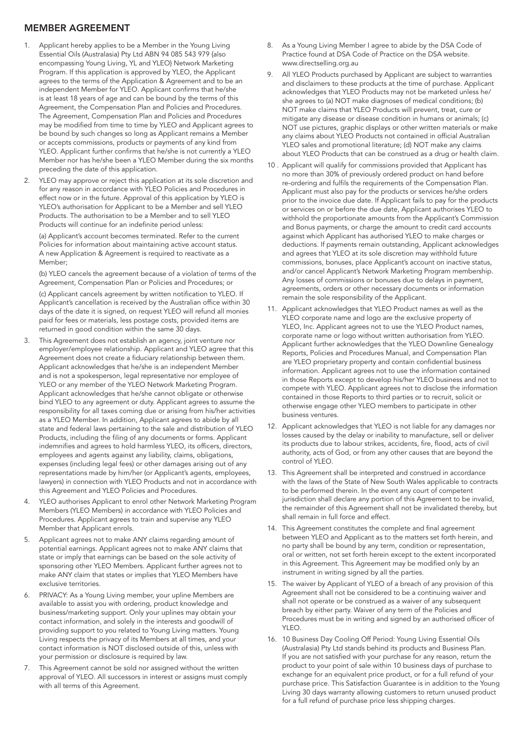## MEMBER AGREEMENT

1. Applicant hereby applies to be a Member in the Young Living Essential Oils (Australasia) Pty Ltd ABN 94 085 543 979 {also encompassing Young Living, YL and YLEO} Network Marketing Program. If this application is approved by YLEO, the Applicant agrees to the terms of the Application & Agreement and to be an independent Member for YLEO. Applicant confirms that he/she is at least 18 years of age and can be bound by the terms of this Agreement, the Compensation Plan and Policies and Procedures. The Agreement, Compensation Plan and Policies and Procedures may be modified from time to time by YLEO and Applicant agrees to be bound by such changes so long as Applicant remains a Member or accepts commissions, products or payments of any kind from YLEO. Applicant further confirms that he/she is not currently a YLEO Member nor has he/she been a YLEO Member during the six months preceding the date of this application.
2. YLEO may approve or reject this application at its sole discretion and for any reason in accordance with YLEO Policies and Procedures in effect now or in the future. Approval of this application by YLEO is YLEO's authorisation for Applicant to be a Member and sell YLEO Products. The authorisation to be a Member and to sell YLEO Products will continue for an indefinite period unless:

   (a) Applicant's account becomes terminated. Refer to the current Policies for information about maintaining active account status. A new Application & Agreement is required to reactivate as a Member;

   (b) YLEO cancels the agreement because of a violation of terms of the Agreement, Compensation Plan or Policies and Procedures; or

   (c) Applicant cancels agreement by written notification to YLEO. If Applicant's cancellation is received by the Australian office within 30 days of the date it is signed, on request YLEO will refund all monies paid for fees or materials, less postage costs, provided items are returned in good condition within the same 30 days.
3. This Agreement does not establish an agency, joint venture nor employer/employee relationship. Applicant and YLEO agree that this Agreement does not create a fiduciary relationship between them. Applicant acknowledges that he/she is an independent Member and is not a spokesperson, legal representative nor employee of YLEO or any member of the YLEO Network Marketing Program. Applicant acknowledges that he/she cannot obligate or otherwise bind YLEO to any agreement or duty. Applicant agrees to assume the responsibility for all taxes coming due or arising from his/her activities as a YLEO Member. In addition, Applicant agrees to abide by all state and federal laws pertaining to the sale and distribution of YLEO Products, including the filing of any documents or forms. Applicant indemnifies and agrees to hold harmless YLEO, its officers, directors, employees and agents against any liability, claims, obligations, expenses (including legal fees) or other damages arising out of any representations made by him/her (or Applicant's agents, employees, lawyers) in connection with YLEO Products and not in accordance with this Agreement and YLEO Policies and Procedures.
4. YLEO authorises Applicant to enrol other Network Marketing Program Members (YLEO Members) in accordance with YLEO Policies and Procedures. Applicant agrees to train and supervise any YLEO Member that Applicant enrols.
5. Applicant agrees not to make ANY claims regarding amount of potential earnings. Applicant agrees not to make ANY claims that state or imply that earnings can be based on the sole activity of sponsoring other YLEO Members. Applicant further agrees not to make ANY claim that states or implies that YLEO Members have exclusive territories.
6. PRIVACY: As a Young Living member, your upline Members are available to assist you with ordering, product knowledge and business/marketing support. Only your uplines may obtain your contact information, and solely in the interests and goodwill of providing support to you related to Young Living matters. Young Living respects the privacy of its Members at all times, and your contact information is NOT disclosed outside of this, unless with your permission or disclosure is required by law.
7. This Agreement cannot be sold nor assigned without the written approval of YLEO. All successors in interest or assigns must comply with all terms of this Agreement.
8. As a Young Living Member I agree to abide by the DSA Code of Practice found at DSA Code of Practice on the DSA website. www.directselling.org.au
9. All YLEO Products purchased by Applicant are subject to warranties and disclaimers to these products at the time of purchase. Applicant acknowledges that YLEO Products may not be marketed unless he/she agrees to (a) NOT make diagnoses of medical conditions; (b) NOT make claims that YLEO Products will prevent, treat, cure or mitigate any disease or disease condition in humans or animals; (c) NOT use pictures, graphic displays or other written materials or make any claims about YLEO Products not contained in official Australian YLEO sales and promotional literature; (d) NOT make any claims about YLEO Products that can be construed as a drug or health claim.
10. Applicant will qualify for commissions provided that Applicant has no more than 30% of previously ordered product on hand before re-ordering and fulfils the requirements of the Compensation Plan. Applicant must also pay for the products or services he/she orders prior to the invoice due date. If Applicant fails to pay for the products or services on or before the due date, Applicant authorises YLEO to withhold the proportionate amounts from the Applicant's Commission and Bonus payments, or charge the amount to credit card accounts against which Applicant has authorised YLEO to make charges or deductions. If payments remain outstanding, Applicant acknowledges and agrees that YLEO at its sole discretion may withhold future commissions, bonuses, place Applicant's account on inactive status, and/or cancel Applicant's Network Marketing Program membership. Any losses of commissions or bonuses due to delays in payment, agreements, orders or other necessary documents or information remain the sole responsibility of the Applicant.
11. Applicant acknowledges that YLEO Product names as well as the YLEO corporate name and logo are the exclusive property of YLEO, Inc. Applicant agrees not to use the YLEO Product names, corporate name or logo without written authorisation from YLEO. Applicant further acknowledges that the YLEO Downline Genealogy Reports, Policies and Procedures Manual, and Compensation Plan are YLEO proprietary property and contain confidential business information. Applicant agrees not to use the information contained in those Reports except to develop his/her YLEO business and not to compete with YLEO. Applicant agrees not to disclose the information contained in those Reports to third parties or to recruit, solicit or otherwise engage other YLEO members to participate in other business ventures.
12. Applicant acknowledges that YLEO is not liable for any damages nor losses caused by the delay or inability to manufacture, sell or deliver its products due to labour strikes, accidents, fire, flood, acts of civil authority, acts of God, or from any other causes that are beyond the control of YLEO.
13. This Agreement shall be interpreted and construed in accordance with the laws of the State of New South Wales applicable to contracts to be performed therein. In the event any court of competent jurisdiction shall declare any portion of this Agreement to be invalid, the remainder of this Agreement shall not be invalidated thereby, but shall remain in full force and effect.
14. This Agreement constitutes the complete and final agreement between YLEO and Applicant as to the matters set forth herein, and no party shall be bound by any term, condition or representation, oral or written, not set forth herein except to the extent incorporated in this Agreement. This Agreement may be modified only by an instrument in writing signed by all the parties.
15. The waiver by Applicant of YLEO of a breach of any provision of this Agreement shall not be considered to be a continuing waiver and shall not operate or be construed as a waiver of any subsequent breach by either party. Waiver of any term of the Policies and Procedures must be in writing and signed by an authorised officer of YLEO.
16. 10 Business Day Cooling Off Period: Young Living Essential Oils (Australasia) Pty Ltd stands behind its products and Business Plan. If you are not satisfied with your purchase for any reason, return the product to your point of sale within 10 business days of purchase to exchange for an equivalent price product, or for a full refund of your purchase price. This Satisfaction Guarantee is in addition to the Young Living 30 days warranty allowing customers to return unused product for a full refund of purchase price less shipping charges.